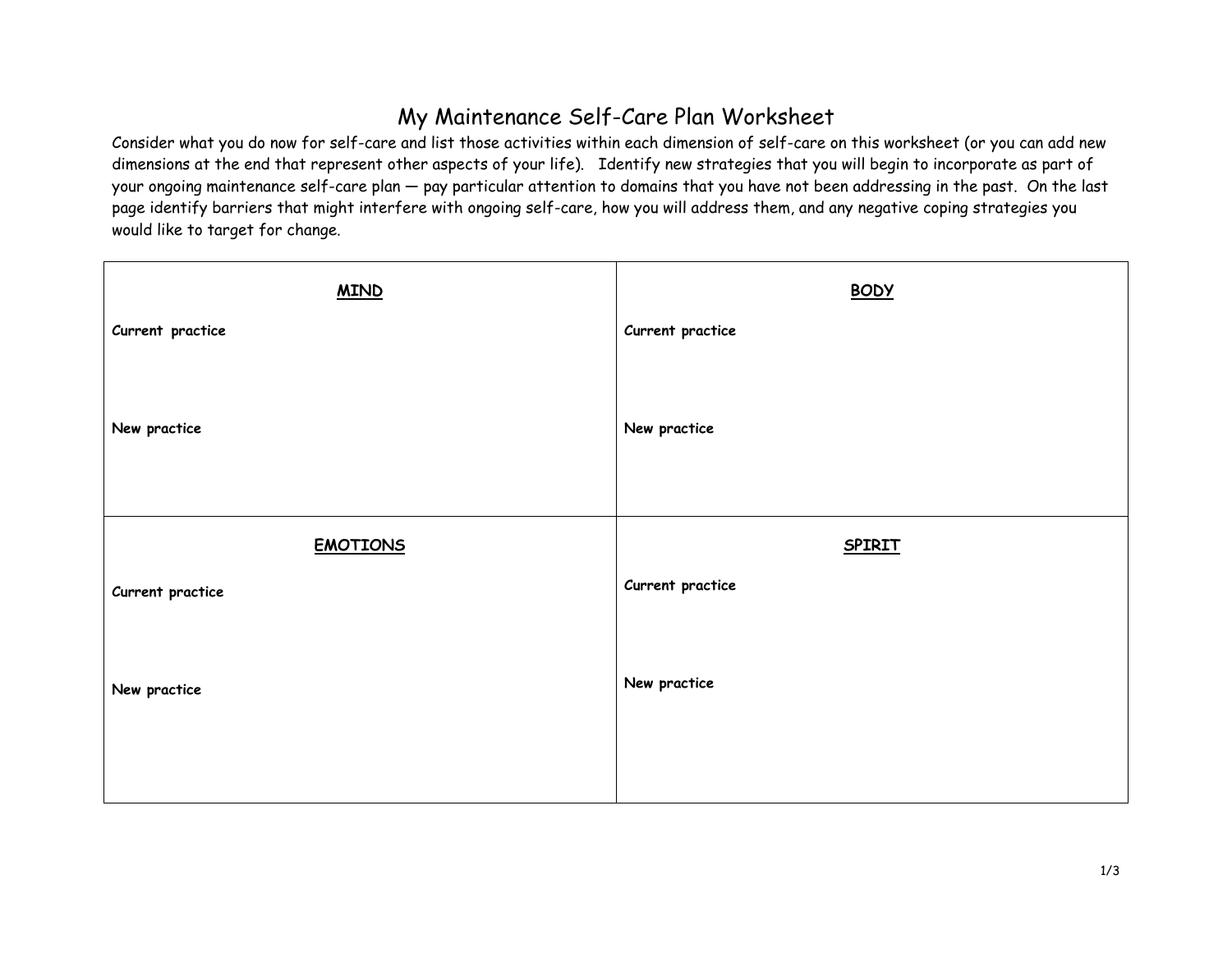# My Maintenance Self-Care Plan Worksheet

Consider what you do now for self-care and list those activities within each dimension of self-care on this worksheet (or you can add new dimensions at the end that represent other aspects of your life). Identify new strategies that you will begin to incorporate as part of your ongoing maintenance self-care plan — pay particular attention to domains that you have not been addressing in the past. On the last page identify barriers that might interfere with ongoing self-care, how you will address them, and any negative coping strategies you would like to target for change.

| **MIND** | **BODY** |
| --- | --- |
| **Current practice**<br><br><br>**New practice**<br><br><br> | **Current practice**<br><br><br>**New practice**<br><br><br> |
| **EMOTIONS** | **SPIRIT** |
| **Current practice**<br><br><br>**New practice**<br><br><br> | **Current practice**<br><br><br>**New practice**<br><br><br> |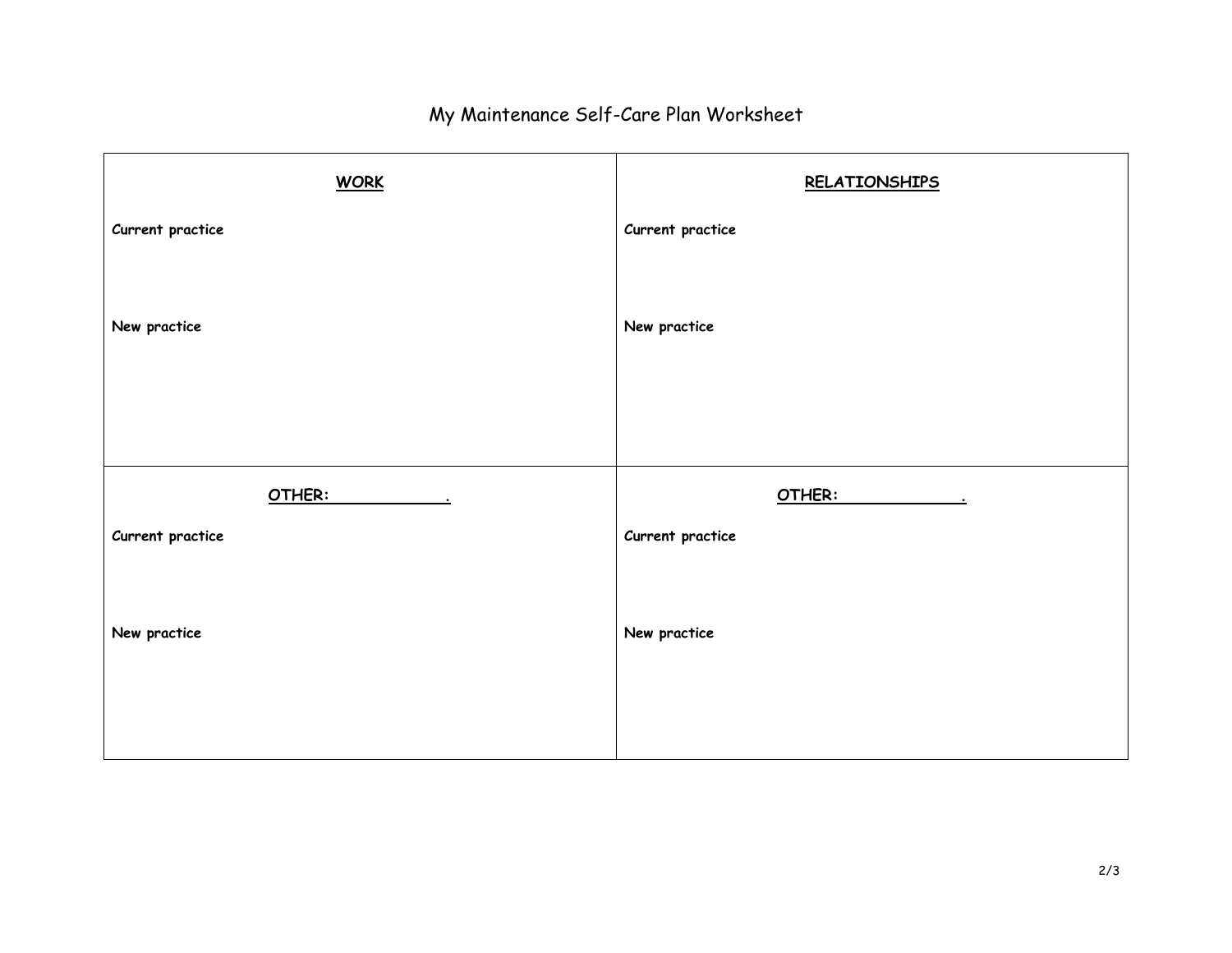# My Maintenance Self-Care Plan Worksheet

| **WORK** | **RELATIONSHIPS** |
| --- | --- |
| **Current practice** | **Current practice** |
| **New practice** | **New practice** |
| **OTHER: \_\_\_\_\_\_\_\_\_\_\_\_.** | **OTHER: \_\_\_\_\_\_\_\_\_\_\_\_.** |
| **Current practice** | **Current practice** |
| **New practice** | **New practice** |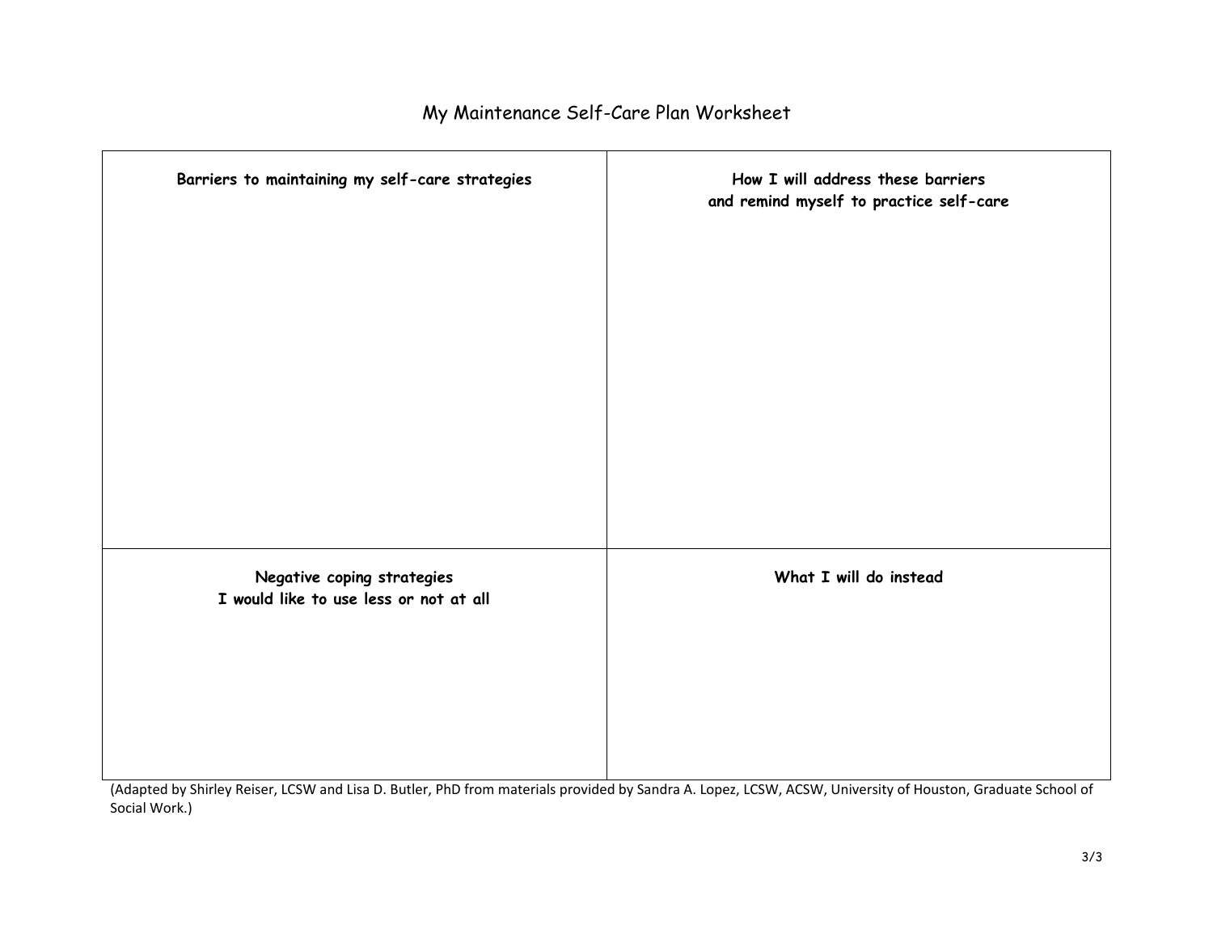# My Maintenance Self-Care Plan Worksheet

| | |
|---|---|
| **Barriers to maintaining my self-care strategies** | **How I will address these barriers and remind myself to practice self-care** |
| **Negative coping strategies I would like to use less or not at all** | **What I will do instead** |

(Adapted by Shirley Reiser, LCSW and Lisa D. Butler, PhD from materials provided by Sandra A. Lopez, LCSW, ACSW, University of Houston, Graduate School of Social Work.)